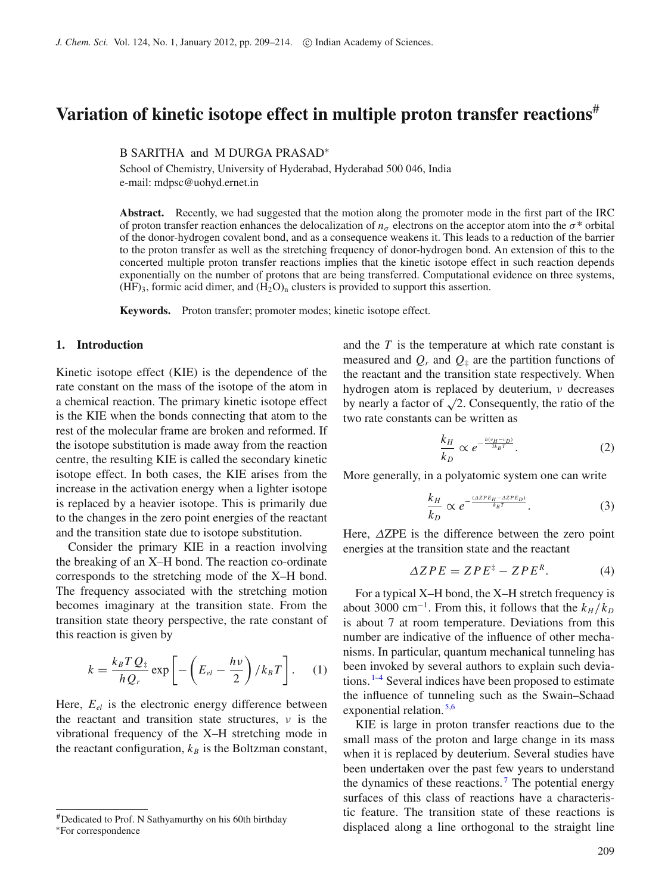# Variation of kinetic isotope effect in multiple proton transfer reactions[#]

B SARITHA and M DURGA PRASAD*

School of Chemistry, University of Hyderabad, Hyderabad 500 046, India
e-mail: mdpsc@uohyd.ernet.in

**Abstract.** Recently, we had suggested that the motion along the promoter mode in the first part of the IRC of proton transfer reaction enhances the delocalization of $n_\sigma$ electrons on the acceptor atom into the $\sigma^*$ orbital of the donor-hydrogen covalent bond, and as a consequence weakens it. This leads to a reduction of the barrier to the proton transfer as well as the stretching frequency of donor-hydrogen bond. An extension of this to the concerted multiple proton transfer reactions implies that the kinetic isotope effect in such reaction depends exponentially on the number of protons that are being transferred. Computational evidence on three systems, $(HF)_3$, formic acid dimer, and $(H_2O)_n$ clusters is provided to support this assertion.

**Keywords.** Proton transfer; promoter modes; kinetic isotope effect.

## 1. Introduction

Kinetic isotope effect (KIE) is the dependence of the rate constant on the mass of the isotope of the atom in a chemical reaction. The primary kinetic isotope effect is the KIE when the bonds connecting that atom to the rest of the molecular frame are broken and reformed. If the isotope substitution is made away from the reaction centre, the resulting KIE is called the secondary kinetic isotope effect. In both cases, the KIE arises from the increase in the activation energy when a lighter isotope is replaced by a heavier isotope. This is primarily due to the changes in the zero point energies of the reactant and the transition state due to isotope substitution.

Consider the primary KIE in a reaction involving the breaking of an X–H bond. The reaction co-ordinate corresponds to the stretching mode of the X–H bond. The frequency associated with the stretching motion becomes imaginary at the transition state. From the transition state theory perspective, the rate constant of this reaction is given by

$$k = \frac{k_B T Q_\ddagger}{h Q_r} \exp\left[-\left(E_{el} - \frac{h\nu}{2}\right)/k_B T\right]. \quad (1)$$

Here, $E_{el}$ is the electronic energy difference between the reactant and transition state structures, $\nu$ is the vibrational frequency of the X–H stretching mode in the reactant configuration, $k_B$ is the Boltzman constant, and the $T$ is the temperature at which rate constant is measured and $Q_r$ and $Q_\ddagger$ are the partition functions of the reactant and the transition state respectively. When hydrogen atom is replaced by deuterium, $\nu$ decreases by nearly a factor of $\sqrt{2}$. Consequently, the ratio of the two rate constants can be written as

$$\frac{k_H}{k_D} \propto e^{-\frac{h(\nu_H - \nu_D)}{2k_B T}}. \quad (2)$$

More generally, in a polyatomic system one can write

$$\frac{k_H}{k_D} \propto e^{-\frac{(\Delta ZPE_H - \Delta ZPE_D)}{k_B T}}. \quad (3)$$

Here, $\Delta$ZPE is the difference between the zero point energies at the transition state and the reactant

$$\Delta ZPE = ZPE^\ddagger - ZPE^R. \quad (4)$$

For a typical X–H bond, the X–H stretch frequency is about 3000 cm$^{-1}$. From this, it follows that the $k_H/k_D$ is about 7 at room temperature. Deviations from this number are indicative of the influence of other mechanisms. In particular, quantum mechanical tunneling has been invoked by several authors to explain such deviations.[1–4] Several indices have been proposed to estimate the influence of tunneling such as the Swain–Schaad exponential relation.[5,6]

KIE is large in proton transfer reactions due to the small mass of the proton and large change in its mass when it is replaced by deuterium. Several studies have been undertaken over the past few years to understand the dynamics of these reactions.[7] The potential energy surfaces of this class of reactions have a characteristic feature. The transition state of these reactions is displaced along a line orthogonal to the straight line

[#]Dedicated to Prof. N Sathyamurthy on his 60th birthday
*For correspondence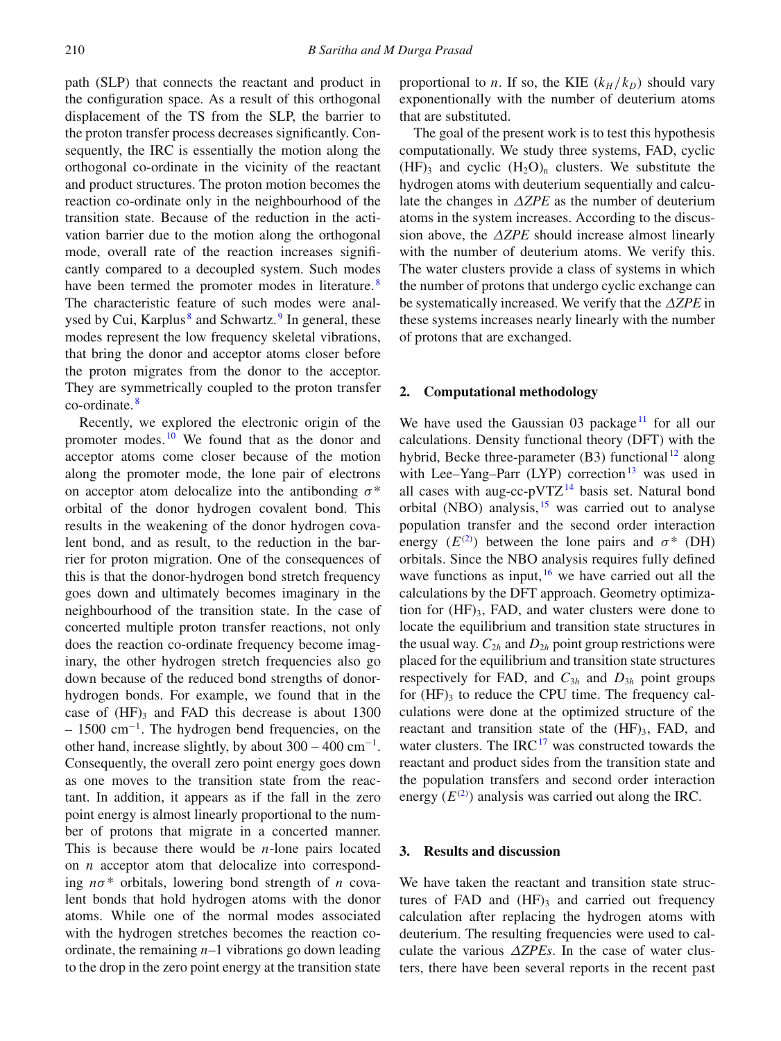path (SLP) that connects the reactant and product in the configuration space. As a result of this orthogonal displacement of the TS from the SLP, the barrier to the proton transfer process decreases significantly. Consequently, the IRC is essentially the motion along the orthogonal co-ordinate in the vicinity of the reactant and product structures. The proton motion becomes the reaction co-ordinate only in the neighbourhood of the transition state. Because of the reduction in the activation barrier due to the motion along the orthogonal mode, overall rate of the reaction increases significantly compared to a decoupled system. Such modes have been termed the promoter modes in literature.[8] The characteristic feature of such modes were analysed by Cui, Karplus[8] and Schwartz.[9] In general, these modes represent the low frequency skeletal vibrations, that bring the donor and acceptor atoms closer before the proton migrates from the donor to the acceptor. They are symmetrically coupled to the proton transfer co-ordinate.[8]

Recently, we explored the electronic origin of the promoter modes.[10] We found that as the donor and acceptor atoms come closer because of the motion along the promoter mode, the lone pair of electrons on acceptor atom delocalize into the antibonding $\sigma^*$ orbital of the donor hydrogen covalent bond. This results in the weakening of the donor hydrogen covalent bond, and as result, to the reduction in the barrier for proton migration. One of the consequences of this is that the donor-hydrogen bond stretch frequency goes down and ultimately becomes imaginary in the neighbourhood of the transition state. In the case of concerted multiple proton transfer reactions, not only does the reaction co-ordinate frequency become imaginary, the other hydrogen stretch frequencies also go down because of the reduced bond strengths of donor-hydrogen bonds. For example, we found that in the case of $(HF)_3$ and FAD this decrease is about 1300 – 1500 cm$^{-1}$. The hydrogen bend frequencies, on the other hand, increase slightly, by about 300 – 400 cm$^{-1}$. Consequently, the overall zero point energy goes down as one moves to the transition state from the reactant. In addition, it appears as if the fall in the zero point energy is almost linearly proportional to the number of protons that migrate in a concerted manner. This is because there would be $n$-lone pairs located on $n$ acceptor atom that delocalize into corresponding $n\sigma^*$ orbitals, lowering bond strength of $n$ covalent bonds that hold hydrogen atoms with the donor atoms. While one of the normal modes associated with the hydrogen stretches becomes the reaction co-ordinate, the remaining $n$–1 vibrations go down leading to the drop in the zero point energy at the transition state proportional to $n$. If so, the KIE ($k_H/k_D$) should vary exponentionally with the number of deuterium atoms that are substituted.

The goal of the present work is to test this hypothesis computationally. We study three systems, FAD, cyclic $(HF)_3$ and cyclic $(H_2O)_n$ clusters. We substitute the hydrogen atoms with deuterium sequentially and calculate the changes in $\Delta ZPE$ as the number of deuterium atoms in the system increases. According to the discussion above, the $\Delta ZPE$ should increase almost linearly with the number of deuterium atoms. We verify this. The water clusters provide a class of systems in which the number of protons that undergo cyclic exchange can be systematically increased. We verify that the $\Delta ZPE$ in these systems increases nearly linearly with the number of protons that are exchanged.

## 2. Computational methodology

We have used the Gaussian 03 package[11] for all our calculations. Density functional theory (DFT) with the hybrid, Becke three-parameter (B3) functional[12] along with Lee–Yang–Parr (LYP) correction[13] was used in all cases with aug-cc-pVTZ[14] basis set. Natural bond orbital (NBO) analysis,[15] was carried out to analyse population transfer and the second order interaction energy ($E^{(2)}$) between the lone pairs and $\sigma^*$ (DH) orbitals. Since the NBO analysis requires fully defined wave functions as input,[16] we have carried out all the calculations by the DFT approach. Geometry optimization for $(HF)_3$, FAD, and water clusters were done to locate the equilibrium and transition state structures in the usual way. $C_{2h}$ and $D_{2h}$ point group restrictions were placed for the equilibrium and transition state structures respectively for FAD, and $C_{3h}$ and $D_{3h}$ point groups for $(HF)_3$ to reduce the CPU time. The frequency calculations were done at the optimized structure of the reactant and transition state of the $(HF)_3$, FAD, and water clusters. The IRC[17] was constructed towards the reactant and product sides from the transition state and the population transfers and second order interaction energy ($E^{(2)}$) analysis was carried out along the IRC.

## 3. Results and discussion

We have taken the reactant and transition state structures of FAD and $(HF)_3$ and carried out frequency calculation after replacing the hydrogen atoms with deuterium. The resulting frequencies were used to calculate the various $\Delta ZPEs$. In the case of water clusters, there have been several reports in the recent past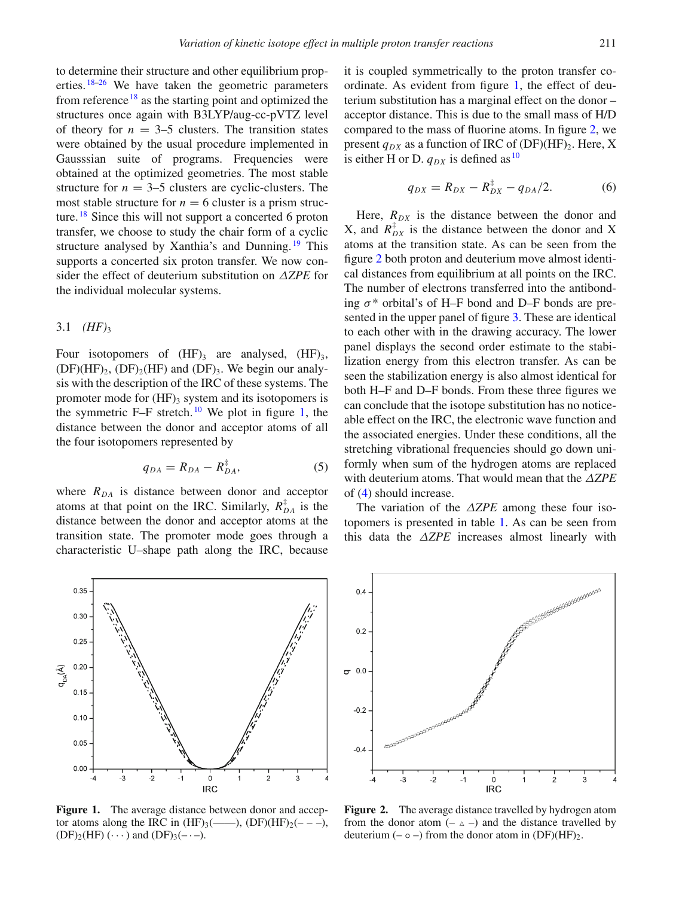to determine their structure and other equilibrium properties.[18–26] We have taken the geometric parameters from reference[18] as the starting point and optimized the structures once again with B3LYP/aug-cc-pVTZ level of theory for $n = 3$–5 clusters. The transition states were obtained by the usual procedure implemented in Gausssian suite of programs. Frequencies were obtained at the optimized geometries. The most stable structure for $n = 3$–5 clusters are cyclic-clusters. The most stable structure for $n = 6$ cluster is a prism structure.[18] Since this will not support a concerted 6 proton transfer, we choose to study the chair form of a cyclic structure analysed by Xanthia's and Dunning.[19] This supports a concerted six proton transfer. We now consider the effect of deuterium substitution on $\Delta ZPE$ for the individual molecular systems.

### 3.1 $(HF)_3$

Four isotopomers of $(HF)_3$ are analysed, $(HF)_3$, $(DF)(HF)_2$, $(DF)_2(HF)$ and $(DF)_3$. We begin our analysis with the description of the IRC of these systems. The promoter mode for $(HF)_3$ system and its isotopomers is the symmetric F–F stretch.[10] We plot in figure 1, the distance between the donor and acceptor atoms of all the four isotopomers represented by

$$q_{DA} = R_{DA} - R_{DA}^{\ddagger}, \tag{5}$$

where $R_{DA}$ is distance between donor and acceptor atoms at that point on the IRC. Similarly, $R_{DA}^{\ddagger}$ is the distance between the donor and acceptor atoms at the transition state. The promoter mode goes through a characteristic U–shape path along the IRC, because it is coupled symmetrically to the proton transfer coordinate. As evident from figure 1, the effect of deuterium substitution has a marginal effect on the donor – acceptor distance. This is due to the small mass of H/D compared to the mass of fluorine atoms. In figure 2, we present $q_{DX}$ as a function of IRC of $(DF)(HF)_2$. Here, X is either H or D. $q_{DX}$ is defined as[10]

$$q_{DX} = R_{DX} - R_{DX}^{\ddagger} - q_{DA}/2. \tag{6}$$

Here, $R_{DX}$ is the distance between the donor and X, and $R_{DX}^{\ddagger}$ is the distance between the donor and X atoms at the transition state. As can be seen from the figure 2 both proton and deuterium move almost identical distances from equilibrium at all points on the IRC. The number of electrons transferred into the antibonding $\sigma^*$ orbital's of H–F bond and D–F bonds are presented in the upper panel of figure 3. These are identical to each other with in the drawing accuracy. The lower panel displays the second order estimate to the stabilization energy from this electron transfer. As can be seen the stabilization energy is also almost identical for both H–F and D–F bonds. From these three figures we can conclude that the isotope substitution has no noticeable effect on the IRC, the electronic wave function and the associated energies. Under these conditions, all the stretching vibrational frequencies should go down uniformly when sum of the hydrogen atoms are replaced with deuterium atoms. That would mean that the $\Delta ZPE$ of (4) should increase.

The variation of the $\Delta ZPE$ among these four isotopomers is presented in table 1. As can be seen from this data the $\Delta ZPE$ increases almost linearly with

**Figure 1.** The average distance between donor and acceptor atoms along the IRC in $(HF)_3$(——), $(DF)(HF)_2$(– – –), $(DF)_2(HF)$ (· · ·) and $(DF)_3$(– · –).

**Figure 2.** The average distance travelled by hydrogen atom from the donor atom (– ▵ –) and the distance travelled by deuterium (– ○ –) from the donor atom in $(DF)(HF)_2$.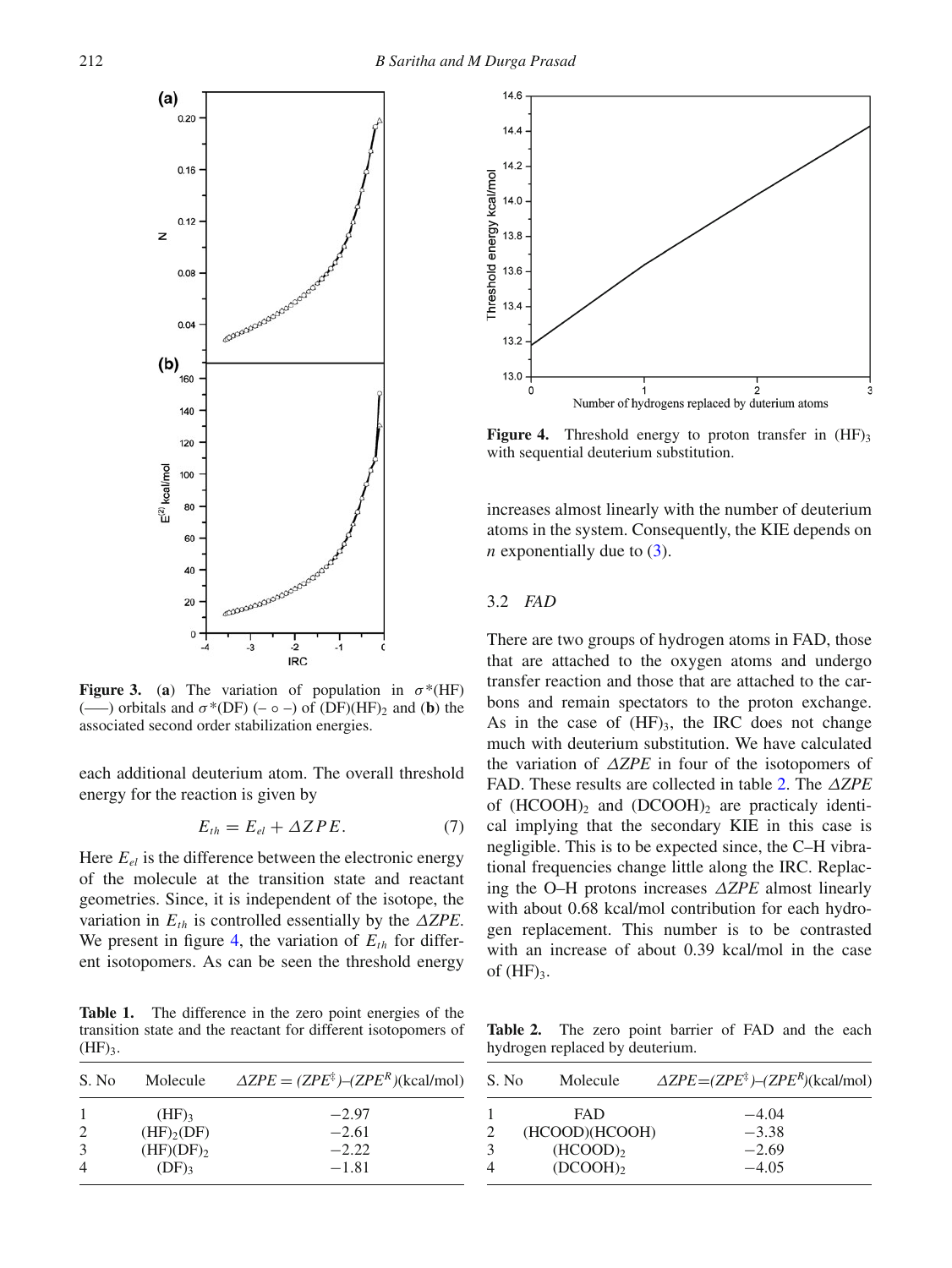**Figure 3.** (**a**) The variation of population in $\sigma^*$(HF) (——) orbitals and $\sigma^*$(DF) (– ∘ –) of $(DF)(HF)_2$ and (**b**) the associated second order stabilization energies.

each additional deuterium atom. The overall threshold energy for the reaction is given by

$$E_{th} = E_{el} + \Delta ZPE. \tag{7}$$

Here $E_{el}$ is the difference between the electronic energy of the molecule at the transition state and reactant geometries. Since, it is independent of the isotope, the variation in $E_{th}$ is controlled essentially by the $\Delta ZPE$. We present in figure 4, the variation of $E_{th}$ for different isotopomers. As can be seen the threshold energy increases almost linearly with the number of deuterium atoms in the system. Consequently, the KIE depends on $n$ exponentially due to (3).

**Table 1.** The difference in the zero point energies of the transition state and the reactant for different isotopomers of $(HF)_3$.

| S. No | Molecule | $\Delta ZPE = (ZPE^{\ddagger})–(ZPE^{R})$(kcal/mol) |
|---|---|---|
| 1 | $(HF)_3$ | −2.97 |
| 2 | $(HF)_2(DF)$ | −2.61 |
| 3 | $(HF)(DF)_2$ | −2.22 |
| 4 | $(DF)_3$ | −1.81 |

**Figure 4.** Threshold energy to proton transfer in $(HF)_3$ with sequential deuterium substitution.

### 3.2 *FAD*

There are two groups of hydrogen atoms in FAD, those that are attached to the oxygen atoms and undergo transfer reaction and those that are attached to the carbons and remain spectators to the proton exchange. As in the case of $(HF)_3$, the IRC does not change much with deuterium substitution. We have calculated the variation of $\Delta ZPE$ in four of the isotopomers of FAD. These results are collected in table 2. The $\Delta ZPE$ of $(HCOOH)_2$ and $(DCOOH)_2$ are practicaly identical implying that the secondary KIE in this case is negligible. This is to be expected since, the C–H vibrational frequencies change little along the IRC. Replacing the O–H protons increases $\Delta ZPE$ almost linearly with about 0.68 kcal/mol contribution for each hydrogen replacement. This number is to be contrasted with an increase of about 0.39 kcal/mol in the case of $(HF)_3$.

**Table 2.** The zero point barrier of FAD and the each hydrogen replaced by deuterium.

| S. No | Molecule | $\Delta ZPE=(ZPE^{\ddagger})–(ZPE^{R})$(kcal/mol) |
|---|---|---|
| 1 | FAD | −4.04 |
| 2 | (HCOOD)(HCOOH) | −3.38 |
| 3 | $(HCOOD)_2$ | −2.69 |
| 4 | $(DCOOH)_2$ | −4.05 |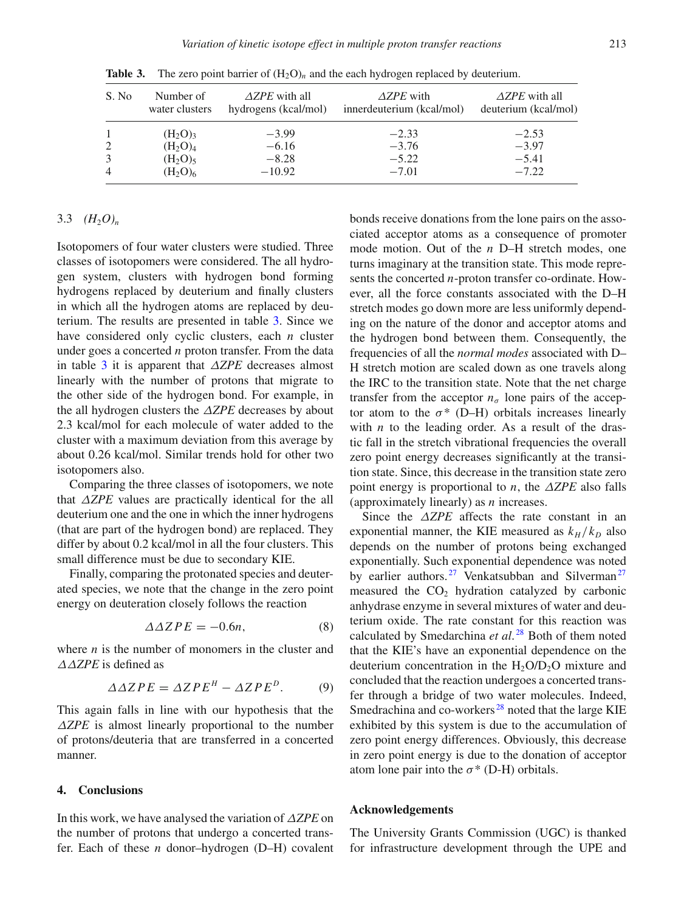**Table 3.** The zero point barrier of $(H_2O)_n$ and the each hydrogen replaced by deuterium.

| S. No | Number of water clusters | $\Delta ZPE$ with all hydrogens (kcal/mol) | $\Delta ZPE$ with innerdeuterium (kcal/mol) | $\Delta ZPE$ with all deuterium (kcal/mol) |
|---|---|---|---|---|
| 1 | $(H_2O)_3$ | −3.99 | −2.33 | −2.53 |
| 2 | $(H_2O)_4$ | −6.16 | −3.76 | −3.97 |
| 3 | $(H_2O)_5$ | −8.28 | −5.22 | −5.41 |
| 4 | $(H_2O)_6$ | −10.92 | −7.01 | −7.22 |

### 3.3 $(H_2O)_n$

Isotopomers of four water clusters were studied. Three classes of isotopomers were considered. The all hydrogen system, clusters with hydrogen bond forming hydrogens replaced by deuterium and finally clusters in which all the hydrogen atoms are replaced by deuterium. The results are presented in table 3. Since we have considered only cyclic clusters, each $n$ cluster under goes a concerted $n$ proton transfer. From the data in table 3 it is apparent that $\Delta ZPE$ decreases almost linearly with the number of protons that migrate to the other side of the hydrogen bond. For example, in the all hydrogen clusters the $\Delta ZPE$ decreases by about 2.3 kcal/mol for each molecule of water added to the cluster with a maximum deviation from this average by about 0.26 kcal/mol. Similar trends hold for other two isotopomers also.

Comparing the three classes of isotopomers, we note that $\Delta ZPE$ values are practically identical for the all deuterium one and the one in which the inner hydrogens (that are part of the hydrogen bond) are replaced. They differ by about 0.2 kcal/mol in all the four clusters. This small difference must be due to secondary KIE.

Finally, comparing the protonated species and deuterated species, we note that the change in the zero point energy on deuteration closely follows the reaction

$$\Delta\Delta ZPE = -0.6n, \tag{8}$$

where $n$ is the number of monomers in the cluster and $\Delta\Delta ZPE$ is defined as

$$\Delta\Delta ZPE = \Delta ZPE^{H} - \Delta ZPE^{D}. \tag{9}$$

This again falls in line with our hypothesis that the $\Delta ZPE$ is almost linearly proportional to the number of protons/deuteria that are transferred in a concerted manner.

## 4. Conclusions

In this work, we have analysed the variation of $\Delta ZPE$ on the number of protons that undergo a concerted transfer. Each of these $n$ donor–hydrogen (D–H) covalent bonds receive donations from the lone pairs on the associated acceptor atoms as a consequence of promoter mode motion. Out of the $n$ D–H stretch modes, one turns imaginary at the transition state. This mode represents the concerted $n$-proton transfer co-ordinate. However, all the force constants associated with the D–H stretch modes go down more are less uniformly depending on the nature of the donor and acceptor atoms and the hydrogen bond between them. Consequently, the frequencies of all the *normal modes* associated with D–H stretch motion are scaled down as one travels along the IRC to the transition state. Note that the net charge transfer from the acceptor $n_\sigma$ lone pairs of the acceptor atom to the $\sigma^*$ (D–H) orbitals increases linearly with $n$ to the leading order. As a result of the drastic fall in the stretch vibrational frequencies the overall zero point energy decreases significantly at the transition state. Since, this decrease in the transition state zero point energy is proportional to $n$, the $\Delta ZPE$ also falls (approximately linearly) as $n$ increases.

Since the $\Delta ZPE$ affects the rate constant in an exponential manner, the KIE measured as $k_H/k_D$ also depends on the number of protons being exchanged exponentially. Such exponential dependence was noted by earlier authors.[27] Venkatsubban and Silverman[27] measured the $CO_2$ hydration catalyzed by carbonic anhydrase enzyme in several mixtures of water and deuterium oxide. The rate constant for this reaction was calculated by Smedarchina *et al.*[28] Both of them noted that the KIE's have an exponential dependence on the deuterium concentration in the $H_2O/D_2O$ mixture and concluded that the reaction undergoes a concerted transfer through a bridge of two water molecules. Indeed, Smedrachina and co-workers[28] noted that the large KIE exhibited by this system is due to the accumulation of zero point energy differences. Obviously, this decrease in zero point energy is due to the donation of acceptor atom lone pair into the $\sigma^*$ (D-H) orbitals.

## Acknowledgements

The University Grants Commission (UGC) is thanked for infrastructure development through the UPE and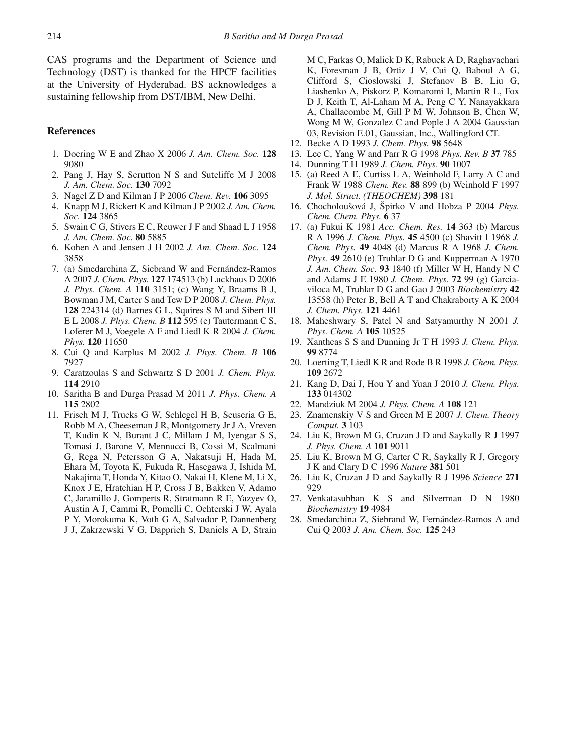CAS programs and the Department of Science and Technology (DST) is thanked for the HPCF facilities at the University of Hyderabad. BS acknowledges a sustaining fellowship from DST/IBM, New Delhi.

## References

1. Doering W E and Zhao X 2006 *J. Am. Chem. Soc.* **128** 9080
2. Pang J, Hay S, Scrutton N S and Sutcliffe M J 2008 *J. Am. Chem. Soc.* **130** 7092
3. Nagel Z D and Kilman J P 2006 *Chem. Rev.* **106** 3095
4. Knapp M J, Rickert K and Kilman J P 2002 *J. Am. Chem. Soc.* **124** 3865
5. Swain C G, Stivers E C, Reuwer J F and Shaad L J 1958 *J. Am. Chem. Soc.* **80** 5885
6. Kohen A and Jensen J H 2002 *J. Am. Chem. Soc.* **124** 3858
7. (a) Smedarchina Z, Siebrand W and Fernández-Ramos A 2007 *J. Chem. Phys.* **127** 174513 (b) Luckhaus D 2006 *J. Phys. Chem. A* **110** 3151; (c) Wang Y, Braams B J, Bowman J M, Carter S and Tew D P 2008 *J. Chem. Phys.* **128** 224314 (d) Barnes G L, Squires S M and Sibert III E L 2008 *J. Phys. Chem. B* **112** 595 (e) Tautermann C S, Loferer M J, Voegele A F and Liedl K R 2004 *J. Chem. Phys.* **120** 11650
8. Cui Q and Karplus M 2002 *J. Phys. Chem. B* **106** 7927
9. Caratzoulas S and Schwartz S D 2001 *J. Chem. Phys.* **114** 2910
10. Saritha B and Durga Prasad M 2011 *J. Phys. Chem. A* **115** 2802
11. Frisch M J, Trucks G W, Schlegel H B, Scuseria G E, Robb M A, Cheeseman J R, Montgomery Jr J A, Vreven T, Kudin K N, Burant J C, Millam J M, Iyengar S S, Tomasi J, Barone V, Mennucci B, Cossi M, Scalmani G, Rega N, Petersson G A, Nakatsuji H, Hada M, Ehara M, Toyota K, Fukuda R, Hasegawa J, Ishida M, Nakajima T, Honda Y, Kitao O, Nakai H, Klene M, Li X, Knox J E, Hratchian H P, Cross J B, Bakken V, Adamo C, Jaramillo J, Gomperts R, Stratmann R E, Yazyev O, Austin A J, Cammi R, Pomelli C, Ochterski J W, Ayala P Y, Morokuma K, Voth G A, Salvador P, Dannenberg J J, Zakrzewski V G, Dapprich S, Daniels A D, Strain M C, Farkas O, Malick D K, Rabuck A D, Raghavachari K, Foresman J B, Ortiz J V, Cui Q, Baboul A G, Clifford S, Cioslowski J, Stefanov B B, Liu G, Liashenko A, Piskorz P, Komaromi I, Martin R L, Fox D J, Keith T, Al-Laham M A, Peng C Y, Nanayakkara A, Challacombe M, Gill P M W, Johnson B, Chen W, Wong M W, Gonzalez C and Pople J A 2004 Gaussian 03, Revision E.01, Gaussian, Inc., Wallingford CT.
12. Becke A D 1993 *J. Chem. Phys.* **98** 5648
13. Lee C, Yang W and Parr R G 1998 *Phys. Rev. B* **37** 785
14. Dunning T H 1989 *J. Chem. Phys.* **90** 1007
15. (a) Reed A E, Curtiss L A, Weinhold F, Larry A C and Frank W 1988 *Chem. Rev.* **88** 899 (b) Weinhold F 1997 *J. Mol. Struct. (THEOCHEM)* **398** 181
16. Chocholoušová J, Špirko V and Hobza P 2004 *Phys. Chem. Chem. Phys.* **6** 37
17. (a) Fukui K 1981 *Acc. Chem. Res.* **14** 363 (b) Marcus R A 1996 *J. Chem. Phys.* **45** 4500 (c) Shavitt I 1968 *J. Chem. Phys.* **49** 4048 (d) Marcus R A 1968 *J. Chem. Phys.* **49** 2610 (e) Truhlar D G and Kupperman A 1970 *J. Am. Chem. Soc.* **93** 1840 (f) Miller W H, Handy N C and Adams J E 1980 *J. Chem. Phys.* **72** 99 (g) Garcia-viloca M, Truhlar D G and Gao J 2003 *Biochemistry* **42** 13558 (h) Peter B, Bell A T and Chakraborty A K 2004 *J. Chem. Phys.* **121** 4461
18. Maheshwary S, Patel N and Satyamurthy N 2001 *J. Phys. Chem. A* **105** 10525
19. Xantheas S S and Dunning Jr T H 1993 *J. Chem. Phys.* **99** 8774
20. Loerting T, Liedl K R and Rode B R 1998 *J. Chem. Phys.* **109** 2672
21. Kang D, Dai J, Hou Y and Yuan J 2010 *J. Chem. Phys.* **133** 014302
22. Mandziuk M 2004 *J. Phys. Chem. A* **108** 121
23. Znamenskiy V S and Green M E 2007 *J. Chem. Theory Comput.* **3** 103
24. Liu K, Brown M G, Cruzan J D and Saykally R J 1997 *J. Phys. Chem. A* **101** 9011
25. Liu K, Brown M G, Carter C R, Saykally R J, Gregory J K and Clary D C 1996 *Nature* **381** 501
26. Liu K, Cruzan J D and Saykally R J 1996 *Science* **271** 929
27. Venkatasubban K S and Silverman D N 1980 *Biochemistry* **19** 4984
28. Smedarchina Z, Siebrand W, Fernández-Ramos A and Cui Q 2003 *J. Am. Chem. Soc.* **125** 243